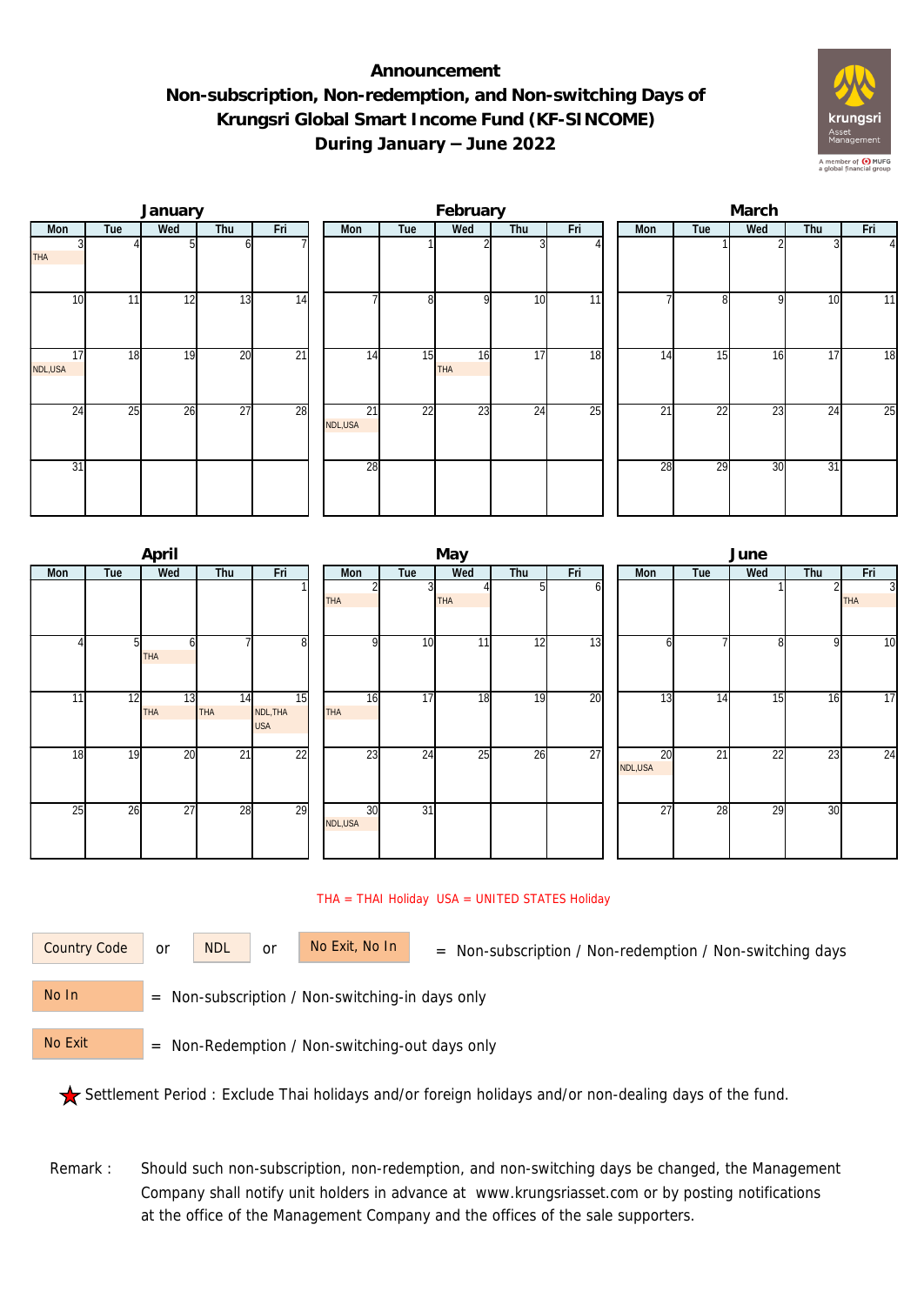# Announcement
## Non-subscription, Non-redemption, and Non-switching Days of Krungsri Global Smart Income Fund (KF-SINCOME) During January – June 2022

### January

| Mon | Tue | Wed | Thu | Fri |
|---|---|---|---|---|
| 3 THA | 4 | 5 | 6 | 7 |
| 10 | 11 | 12 | 13 | 14 |
| 17 NDL,USA | 18 | 19 | 20 | 21 |
| 24 | 25 | 26 | 27 | 28 |
| 31 | | | | |

### February

| Mon | Tue | Wed | Thu | Fri |
|---|---|---|---|---|
| | 1 | 2 | 3 | 4 |
| 7 | 8 | 9 | 10 | 11 |
| 14 | 15 | 16 THA | 17 | 18 |
| 21 NDL,USA | 22 | 23 | 24 | 25 |
| 28 | | | | |

### March

| Mon | Tue | Wed | Thu | Fri |
|---|---|---|---|---|
| | 1 | 2 | 3 | 4 |
| 7 | 8 | 9 | 10 | 11 |
| 14 | 15 | 16 | 17 | 18 |
| 21 | 22 | 23 | 24 | 25 |
| 28 | 29 | 30 | 31 | |

### April

| Mon | Tue | Wed | Thu | Fri |
|---|---|---|---|---|
| | | | | 1 |
| 4 | 5 | 6 THA | 7 | 8 |
| 11 | 12 | 13 THA | 14 THA | 15 NDL,THA USA |
| 18 | 19 | 20 | 21 | 22 |
| 25 | 26 | 27 | 28 | 29 |

### May

| Mon | Tue | Wed | Thu | Fri |
|---|---|---|---|---|
| 2 THA | 3 | 4 THA | 5 | 6 |
| 9 | 10 | 11 | 12 | 13 |
| 16 THA | 17 | 18 | 19 | 20 |
| 23 | 24 | 25 | 26 | 27 |
| 30 NDL,USA | 31 | | | |

### June

| Mon | Tue | Wed | Thu | Fri |
|---|---|---|---|---|
| | | 1 | 2 | 3 THA |
| 6 | 7 | 8 | 9 | 10 |
| 13 | 14 | 15 | 16 | 17 |
| 20 NDL,USA | 21 | 22 | 23 | 24 |
| 27 | 28 | 29 | 30 | |

THA = THAI Holiday USA = UNITED STATES Holiday

Country Code or NDL or No Exit, No In = Non-subscription / Non-redemption / Non-switching days

No In = Non-subscription / Non-switching-in days only

No Exit = Non-Redemption / Non-switching-out days only

★ Settlement Period : Exclude Thai holidays and/or foreign holidays and/or non-dealing days of the fund.

Remark : Should such non-subscription, non-redemption, and non-switching days be changed, the Management Company shall notify unit holders in advance at www.krungsriasset.com or by posting notifications at the office of the Management Company and the offices of the sale supporters.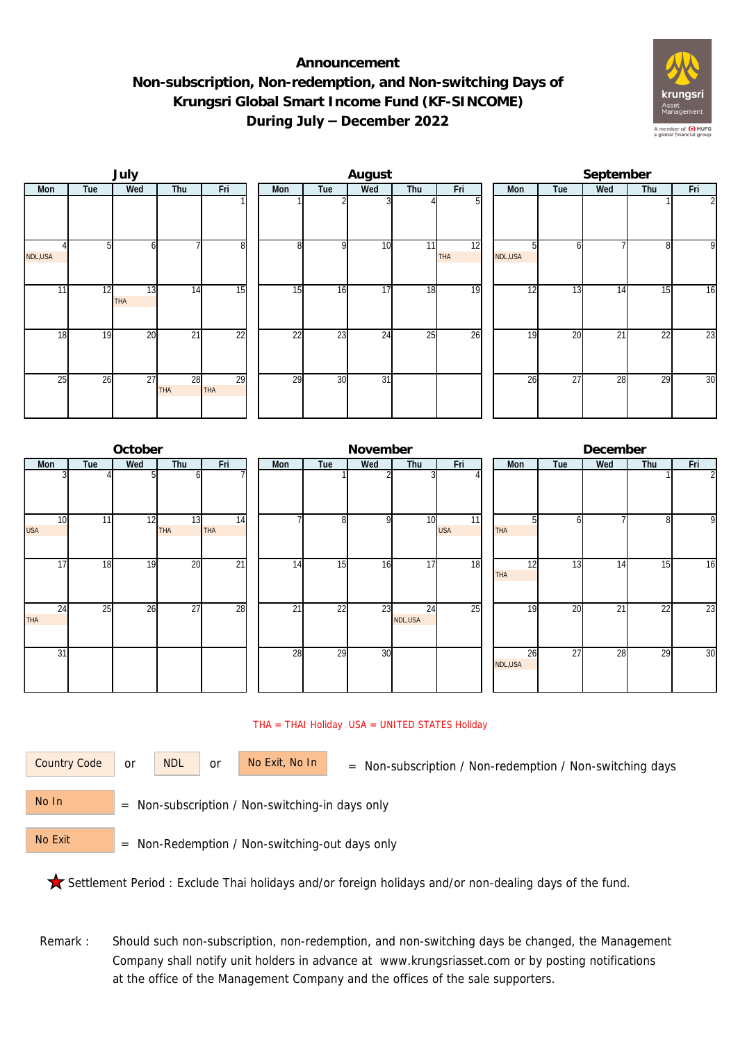# Announcement
## Non-subscription, Non-redemption, and Non-switching Days of Krungsri Global Smart Income Fund (KF-SINCOME) During July – December 2022

### July

| Mon | Tue | Wed | Thu | Fri |
|---|---|---|---|---|
| | | | | 1 |
| 4 NDL,USA | 5 | 6 | 7 | 8 |
| 11 | 12 | 13 THA | 14 | 15 |
| 18 | 19 | 20 | 21 | 22 |
| 25 | 26 | 27 | 28 THA | 29 THA |

### August

| Mon | Tue | Wed | Thu | Fri |
|---|---|---|---|---|
| 1 | 2 | 3 | 4 | 5 |
| 8 | 9 | 10 | 11 | 12 THA |
| 15 | 16 | 17 | 18 | 19 |
| 22 | 23 | 24 | 25 | 26 |
| 29 | 30 | 31 | | |

### September

| Mon | Tue | Wed | Thu | Fri |
|---|---|---|---|---|
| | | | 1 | 2 |
| 5 NDL,USA | 6 | 7 | 8 | 9 |
| 12 | 13 | 14 | 15 | 16 |
| 19 | 20 | 21 | 22 | 23 |
| 26 | 27 | 28 | 29 | 30 |

### October

| Mon | Tue | Wed | Thu | Fri |
|---|---|---|---|---|
| 3 | 4 | 5 | 6 | 7 |
| 10 USA | 11 | 12 | 13 THA | 14 THA |
| 17 | 18 | 19 | 20 | 21 |
| 24 THA | 25 | 26 | 27 | 28 |
| 31 | | | | |

### November

| Mon | Tue | Wed | Thu | Fri |
|---|---|---|---|---|
| | 1 | 2 | 3 | 4 |
| 7 | 8 | 9 | 10 | 11 USA |
| 14 | 15 | 16 | 17 | 18 |
| 21 | 22 | 23 | 24 NDL,USA | 25 |
| 28 | 29 | 30 | | |

### December

| Mon | Tue | Wed | Thu | Fri |
|---|---|---|---|---|
| | | | 1 | 2 |
| 5 THA | 6 | 7 | 8 | 9 |
| 12 THA | 13 | 14 | 15 | 16 |
| 19 | 20 | 21 | 22 | 23 |
| 26 NDL,USA | 27 | 28 | 29 | 30 |

THA = THAI Holiday USA = UNITED STATES Holiday

Country Code or NDL or No Exit, No In = Non-subscription / Non-redemption / Non-switching days

No In = Non-subscription / Non-switching-in days only

No Exit = Non-Redemption / Non-switching-out days only

★ Settlement Period : Exclude Thai holidays and/or foreign holidays and/or non-dealing days of the fund.

Remark : Should such non-subscription, non-redemption, and non-switching days be changed, the Management Company shall notify unit holders in advance at www.krungsriasset.com or by posting notifications at the office of the Management Company and the offices of the sale supporters.